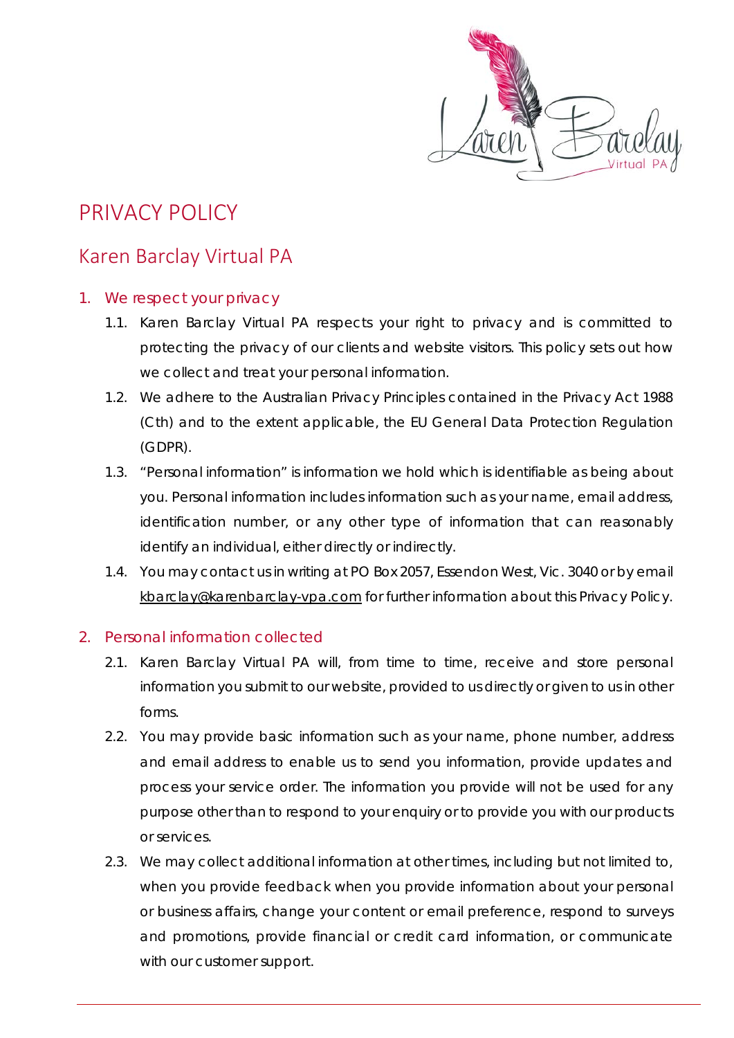# PRIVACY POLICY

## Karen Barclay Virtual PA

### 1. We respect your privacy

1.1. Karen Barclay Virtual PA respects your right to privacy and is committed to protecting the privacy of our clients and website visitors. This policy sets out how we collect and treat your personal information.

1.2. We adhere to the Australian Privacy Principles contained in the Privacy Act 1988 (Cth) and to the extent applicable, the EU General Data Protection Regulation (GDPR).

1.3. "Personal information" is information we hold which is identifiable as being about you. Personal information includes information such as your name, email address, identification number, or any other type of information that can reasonably identify an individual, either directly or indirectly.

1.4. You may contact us in writing at PO Box 2057, Essendon West, Vic. 3040 or by email kbarclay@karenbarclay-vpa.com for further information about this Privacy Policy.

### 2. Personal information collected

2.1. Karen Barclay Virtual PA will, from time to time, receive and store personal information you submit to our website, provided to us directly or given to us in other forms.

2.2. You may provide basic information such as your name, phone number, address and email address to enable us to send you information, provide updates and process your service order. The information you provide will not be used for any purpose other than to respond to your enquiry or to provide you with our products or services.

2.3. We may collect additional information at other times, including but not limited to, when you provide feedback when you provide information about your personal or business affairs, change your content or email preference, respond to surveys and promotions, provide financial or credit card information, or communicate with our customer support.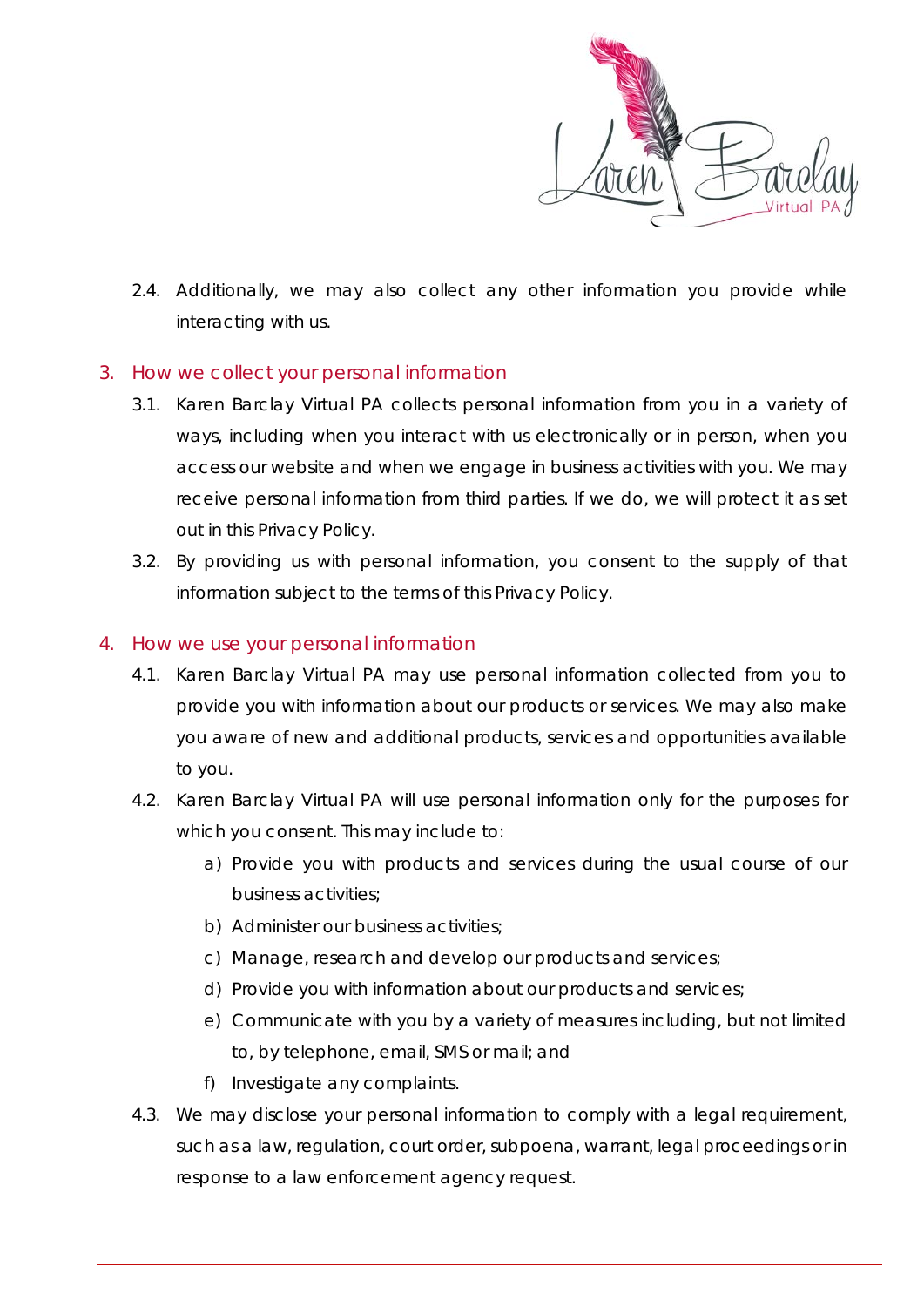2.4. Additionally, we may also collect any other information you provide while interacting with us.

## 3. How we collect your personal information

3.1. Karen Barclay Virtual PA collects personal information from you in a variety of ways, including when you interact with us electronically or in person, when you access our website and when we engage in business activities with you. We may receive personal information from third parties. If we do, we will protect it as set out in this Privacy Policy.

3.2. By providing us with personal information, you consent to the supply of that information subject to the terms of this Privacy Policy.

## 4. How we use your personal information

4.1. Karen Barclay Virtual PA may use personal information collected from you to provide you with information about our products or services. We may also make you aware of new and additional products, services and opportunities available to you.

4.2. Karen Barclay Virtual PA will use personal information only for the purposes for which you consent. This may include to:

a) Provide you with products and services during the usual course of our business activities;

b) Administer our business activities;

c) Manage, research and develop our products and services;

d) Provide you with information about our products and services;

e) Communicate with you by a variety of measures including, but not limited to, by telephone, email, SMS or mail; and

f) Investigate any complaints.

4.3. We may disclose your personal information to comply with a legal requirement, such as a law, regulation, court order, subpoena, warrant, legal proceedings or in response to a law enforcement agency request.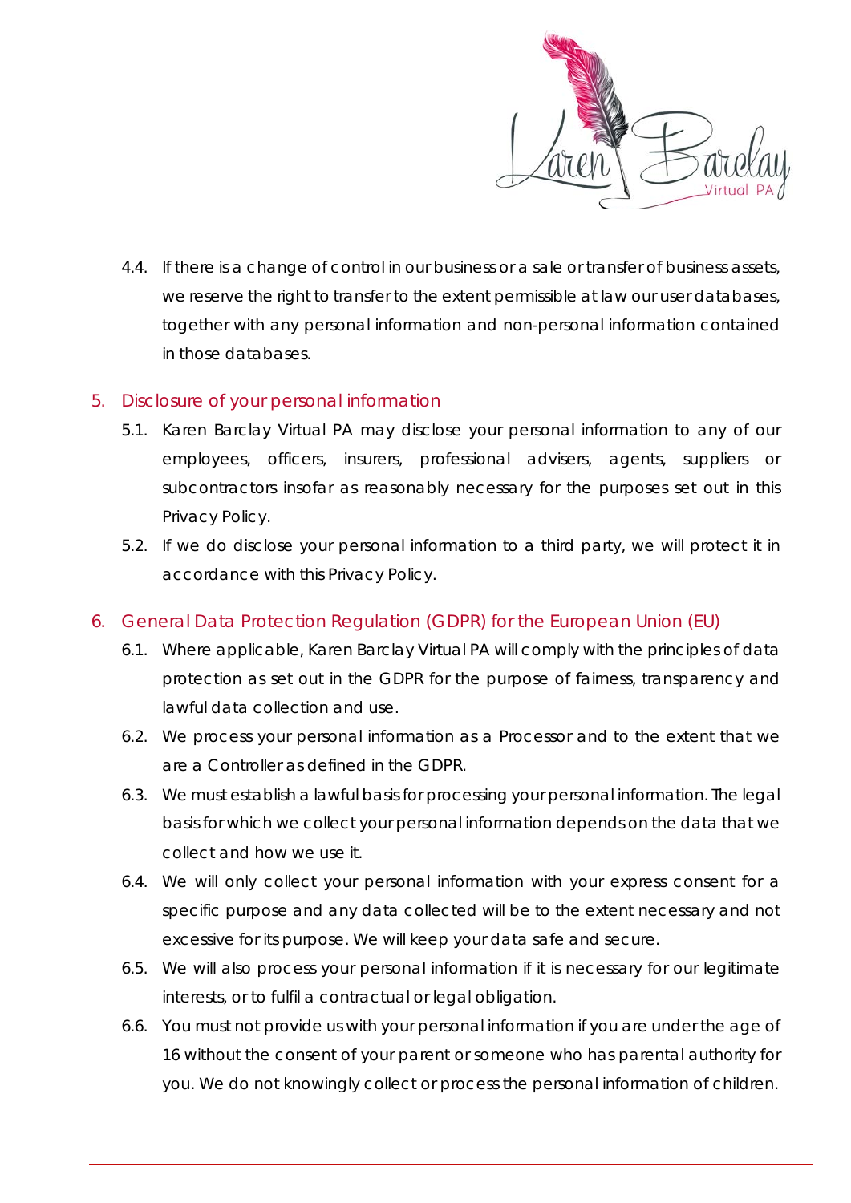4.4. If there is a change of control in our business or a sale or transfer of business assets, we reserve the right to transfer to the extent permissible at law our user databases, together with any personal information and non-personal information contained in those databases.

## 5. Disclosure of your personal information

5.1. Karen Barclay Virtual PA may disclose your personal information to any of our employees, officers, insurers, professional advisers, agents, suppliers or subcontractors insofar as reasonably necessary for the purposes set out in this Privacy Policy.

5.2. If we do disclose your personal information to a third party, we will protect it in accordance with this Privacy Policy.

## 6. General Data Protection Regulation (GDPR) for the European Union (EU)

6.1. Where applicable, Karen Barclay Virtual PA will comply with the principles of data protection as set out in the GDPR for the purpose of fairness, transparency and lawful data collection and use.

6.2. We process your personal information as a Processor and to the extent that we are a Controller as defined in the GDPR.

6.3. We must establish a lawful basis for processing your personal information. The legal basis for which we collect your personal information depends on the data that we collect and how we use it.

6.4. We will only collect your personal information with your express consent for a specific purpose and any data collected will be to the extent necessary and not excessive for its purpose. We will keep your data safe and secure.

6.5. We will also process your personal information if it is necessary for our legitimate interests, or to fulfil a contractual or legal obligation.

6.6. You must not provide us with your personal information if you are under the age of 16 without the consent of your parent or someone who has parental authority for you. We do not knowingly collect or process the personal information of children.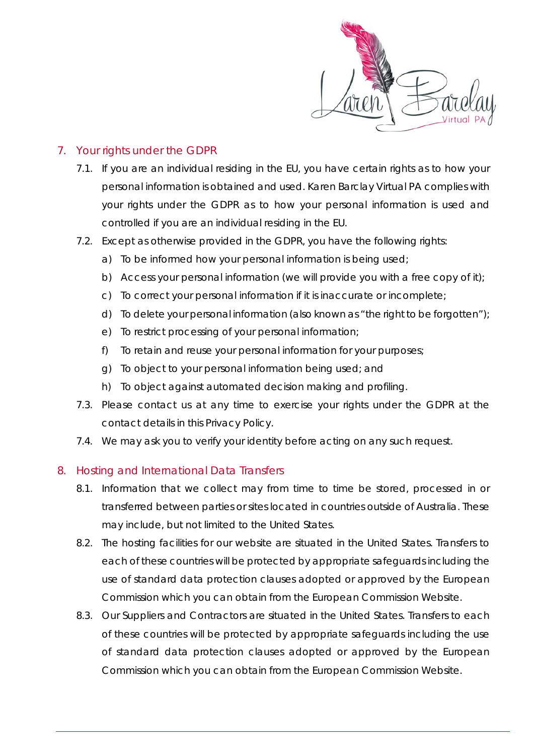## 7. Your rights under the GDPR

7.1. If you are an individual residing in the EU, you have certain rights as to how your personal information is obtained and used. Karen Barclay Virtual PA complies with your rights under the GDPR as to how your personal information is used and controlled if you are an individual residing in the EU.

7.2. Except as otherwise provided in the GDPR, you have the following rights:

a) To be informed how your personal information is being used;

b) Access your personal information (we will provide you with a free copy of it);

c) To correct your personal information if it is inaccurate or incomplete;

d) To delete your personal information (also known as "the right to be forgotten");

e) To restrict processing of your personal information;

f) To retain and reuse your personal information for your purposes;

g) To object to your personal information being used; and

h) To object against automated decision making and profiling.

7.3. Please contact us at any time to exercise your rights under the GDPR at the contact details in this Privacy Policy.

7.4. We may ask you to verify your identity before acting on any such request.

## 8. Hosting and International Data Transfers

8.1. Information that we collect may from time to time be stored, processed in or transferred between parties or sites located in countries outside of Australia. These may include, but not limited to the United States.

8.2. The hosting facilities for our website are situated in the United States. Transfers to each of these countries will be protected by appropriate safeguards including the use of standard data protection clauses adopted or approved by the European Commission which you can obtain from the European Commission Website.

8.3. Our Suppliers and Contractors are situated in the United States. Transfers to each of these countries will be protected by appropriate safeguards including the use of standard data protection clauses adopted or approved by the European Commission which you can obtain from the European Commission Website.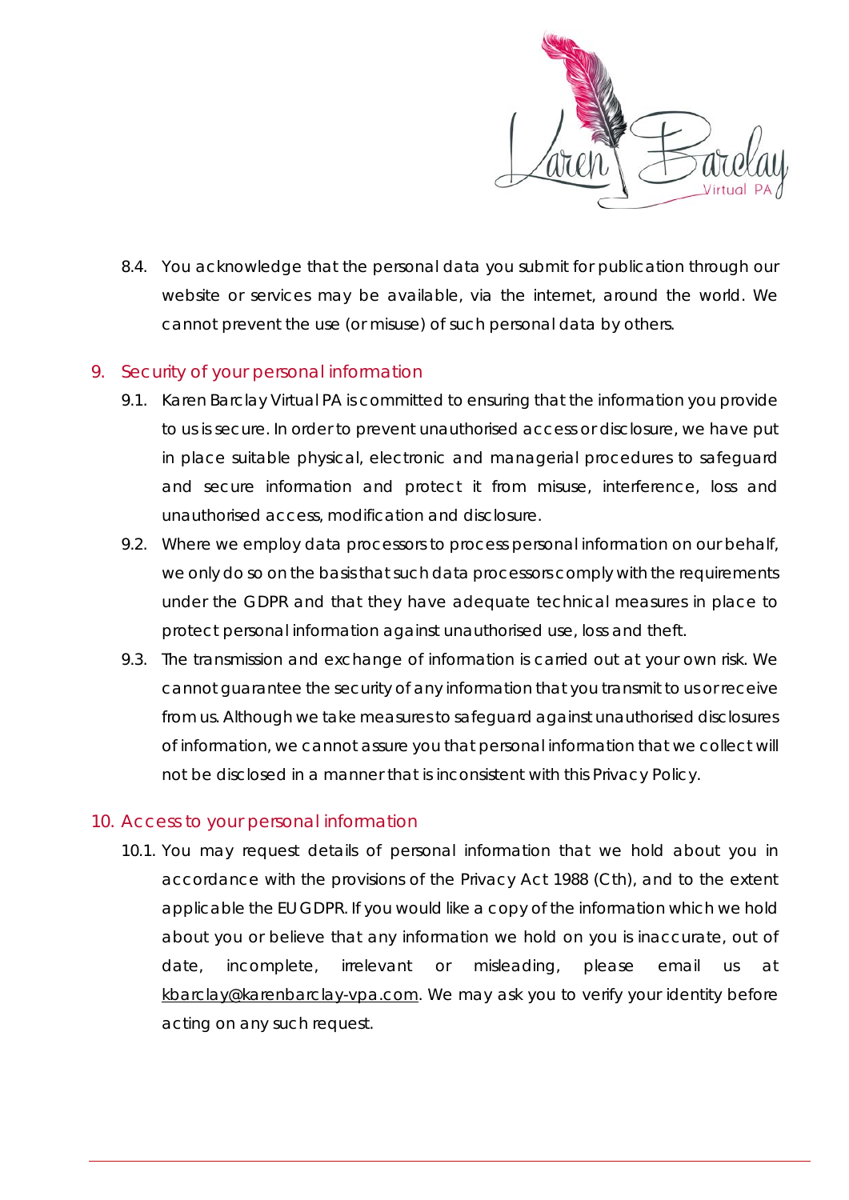8.4. You acknowledge that the personal data you submit for publication through our website or services may be available, via the internet, around the world. We cannot prevent the use (or misuse) of such personal data by others.

## 9. Security of your personal information

9.1. Karen Barclay Virtual PA is committed to ensuring that the information you provide to us is secure. In order to prevent unauthorised access or disclosure, we have put in place suitable physical, electronic and managerial procedures to safeguard and secure information and protect it from misuse, interference, loss and unauthorised access, modification and disclosure.

9.2. Where we employ data processors to process personal information on our behalf, we only do so on the basis that such data processors comply with the requirements under the GDPR and that they have adequate technical measures in place to protect personal information against unauthorised use, loss and theft.

9.3. The transmission and exchange of information is carried out at your own risk. We cannot guarantee the security of any information that you transmit to us or receive from us. Although we take measures to safeguard against unauthorised disclosures of information, we cannot assure you that personal information that we collect will not be disclosed in a manner that is inconsistent with this Privacy Policy.

## 10. Access to your personal information

10.1. You may request details of personal information that we hold about you in accordance with the provisions of the Privacy Act 1988 (Cth), and to the extent applicable the EU GDPR. If you would like a copy of the information which we hold about you or believe that any information we hold on you is inaccurate, out of date, incomplete, irrelevant or misleading, please email us at kbarclay@karenbarclay-vpa.com. We may ask you to verify your identity before acting on any such request.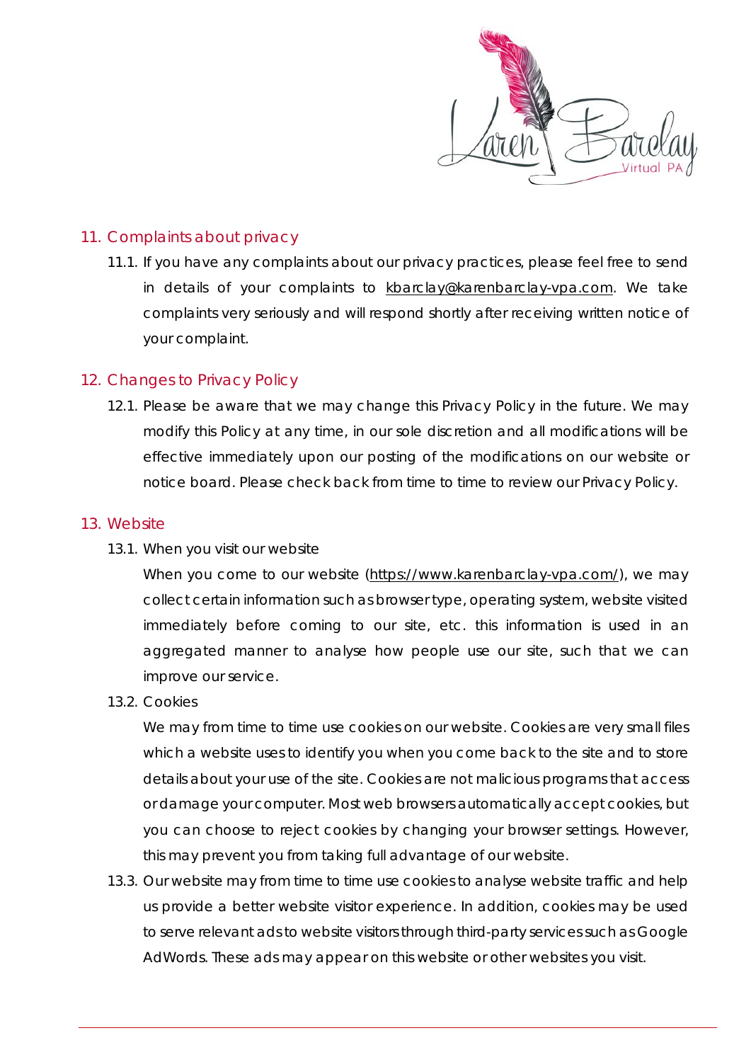## 11. Complaints about privacy

11.1. If you have any complaints about our privacy practices, please feel free to send in details of your complaints to kbarclay@karenbarclay-vpa.com. We take complaints very seriously and will respond shortly after receiving written notice of your complaint.

## 12. Changes to Privacy Policy

12.1. Please be aware that we may change this Privacy Policy in the future. We may modify this Policy at any time, in our sole discretion and all modifications will be effective immediately upon our posting of the modifications on our website or notice board. Please check back from time to time to review our Privacy Policy.

## 13. Website

13.1. When you visit our website

When you come to our website (https://www.karenbarclay-vpa.com/), we may collect certain information such as browser type, operating system, website visited immediately before coming to our site, etc. this information is used in an aggregated manner to analyse how people use our site, such that we can improve our service.

13.2. Cookies

We may from time to time use cookies on our website. Cookies are very small files which a website uses to identify you when you come back to the site and to store details about your use of the site. Cookies are not malicious programs that access or damage your computer. Most web browsers automatically accept cookies, but you can choose to reject cookies by changing your browser settings. However, this may prevent you from taking full advantage of our website.

13.3. Our website may from time to time use cookies to analyse website traffic and help us provide a better website visitor experience. In addition, cookies may be used to serve relevant ads to website visitors through third-party services such as Google AdWords. These ads may appear on this website or other websites you visit.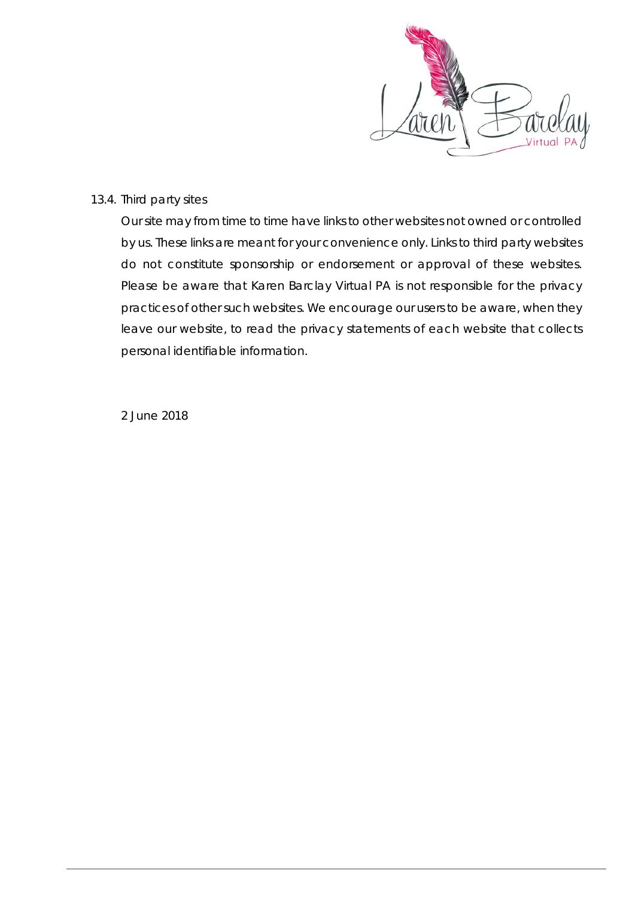13.4. Third party sites

Our site may from time to time have links to other websites not owned or controlled by us. These links are meant for your convenience only. Links to third party websites do not constitute sponsorship or endorsement or approval of these websites. Please be aware that Karen Barclay Virtual PA is not responsible for the privacy practices of other such websites. We encourage our users to be aware, when they leave our website, to read the privacy statements of each website that collects personal identifiable information.

2 June 2018